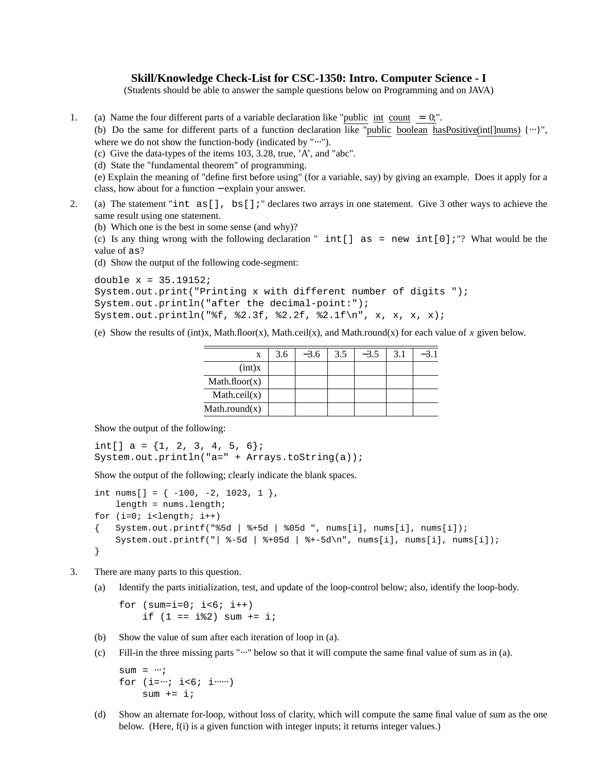# Skill/Knowledge Check-List for CSC-1350: Intro. Computer Science - I

(Students should be able to answer the sample questions below on Programming and on JAVA)

1. (a) Name the four different parts of a variable declaration like "public int count = 0;".
   (b) Do the same for different parts of a function declaration like "public boolean hasPositive(int[]nums) {⋯}", where we do not show the function-body (indicated by "⋯").
   (c) Give the data-types of the items 103, 3.28, true, 'A', and "abc".
   (d) State the "fundamental theorem" of programming.
   (e) Explain the meaning of "define first before using" (for a variable, say) by giving an example. Does it apply for a class, how about for a function − explain your answer.

2. (a) The statement "`int as[], bs[];`" declares two arrays in one statement. Give 3 other ways to achieve the same result using one statement.
   (b) Which one is the best in some sense (and why)?
   (c) Is any thing wrong with the following declaration "`int[] as = new int[0];`"? What would be the value of `as`?
   (d) Show the output of the following code-segment:

```
double x = 35.19152;
System.out.print("Printing x with different number of digits ");
System.out.println("after the decimal-point:");
System.out.println("%f, %2.3f, %2.2f, %2.1f\n", x, x, x, x);
```

   (e) Show the results of (int)x, Math.floor(x), Math.ceil(x), and Math.round(x) for each value of *x* given below.

| x | 3.6 | −3.6 | 3.5 | −3.5 | 3.1 | −3.1 |
|---|---|---|---|---|---|---|
| (int)x | | | | | | |
| Math.floor(x) | | | | | | |
| Math.ceil(x) | | | | | | |
| Math.round(x) | | | | | | |

   Show the output of the following:

```
int[] a = {1, 2, 3, 4, 5, 6};
System.out.println("a=" + Arrays.toString(a));
```

   Show the output of the following; clearly indicate the blank spaces.

```
int nums[] = { -100, -2, 1023, 1 },
    length = nums.length;
for (i=0; i<length; i++)
{   System.out.printf("%5d | %+5d | %05d ", nums[i], nums[i], nums[i]);
    System.out.printf("| %-5d | %+05d | %+-5d\n", nums[i], nums[i], nums[i]);
}
```

3. There are many parts to this question.

   (a) Identify the parts initialization, test, and update of the loop-control below; also, identify the loop-body.

```
for (sum=i=0; i<6; i++)
    if (1 == i%2) sum += i;
```

   (b) Show the value of sum after each iteration of loop in (a).

   (c) Fill-in the three missing parts "⋯" below so that it will compute the same final value of sum as in (a).

```
sum = ⋯;
for (i=⋯; i<6; i⋯⋯)
    sum += i;
```

   (d) Show an alternate for-loop, without loss of clarity, which will compute the same final value of sum as the one below. (Here, f(i) is a given function with integer inputs; it returns integer values.)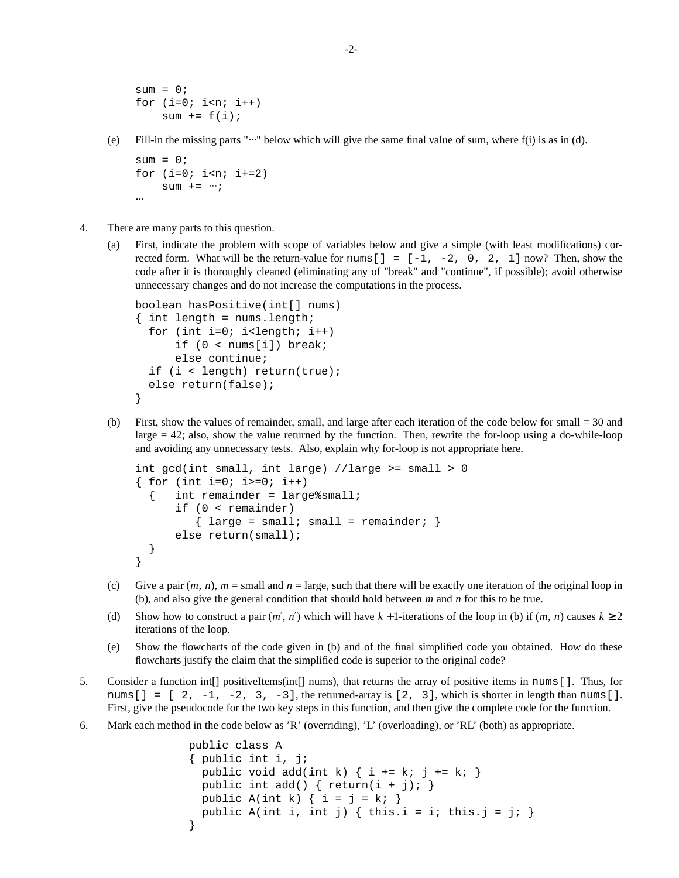```
sum = 0;
for (i=0; i<n; i++)
    sum += f(i);
```

(e) Fill-in the missing parts "⋯" below which will give the same final value of sum, where f(i) is as in (d).

```
sum = 0;
for (i=0; i<n; i+=2)
    sum += ⋯;
⋯
```

4. There are many parts to this question.

   (a) First, indicate the problem with scope of variables below and give a simple (with least modifications) corrected form. What will be the return-value for `nums[] = [-1, -2, 0, 2, 1]` now? Then, show the code after it is thoroughly cleaned (eliminating any of "break" and "continue", if possible); avoid otherwise unnecessary changes and do not increase the computations in the process.

```
boolean hasPositive(int[] nums)
{ int length = nums.length;
  for (int i=0; i<length; i++)
      if (0 < nums[i]) break;
      else continue;
  if (i < length) return(true);
  else return(false);
}
```

   (b) First, show the values of remainder, small, and large after each iteration of the code below for small = 30 and large = 42; also, show the value returned by the function. Then, rewrite the for-loop using a do-while-loop and avoiding any unnecessary tests. Also, explain why for-loop is not appropriate here.

```
int gcd(int small, int large) //large >= small > 0
{ for (int i=0; i>=0; i++)
  {   int remainder = large%small;
      if (0 < remainder)
         { large = small; small = remainder; }
      else return(small);
  }
}
```

   (c) Give a pair $(m, n)$, $m$ = small and $n$ = large, such that there will be exactly one iteration of the original loop in (b), and also give the general condition that should hold between $m$ and $n$ for this to be true.

   (d) Show how to construct a pair $(m', n')$ which will have $k+1$-iterations of the loop in (b) if $(m, n)$ causes $k \geq 2$ iterations of the loop.

   (e) Show the flowcharts of the code given in (b) and of the final simplified code you obtained. How do these flowcharts justify the claim that the simplified code is superior to the original code?

5. Consider a function int[] positiveItems(int[] nums), that returns the array of positive items in `nums[]`. Thus, for `nums[] = [ 2, -1, -2, 3, -3]`, the returned-array is `[2, 3]`, which is shorter in length than `nums[]`. First, give the pseudocode for the two key steps in this function, and then give the complete code for the function.

6. Mark each method in the code below as 'R' (overriding), 'L' (overloading), or 'RL' (both) as appropriate.

```
public class A
{ public int i, j;
  public void add(int k) { i += k; j += k; }
  public int add() { return(i + j); }
  public A(int k) { i = j = k; }
  public A(int i, int j) { this.i = i; this.j = j; }
}
```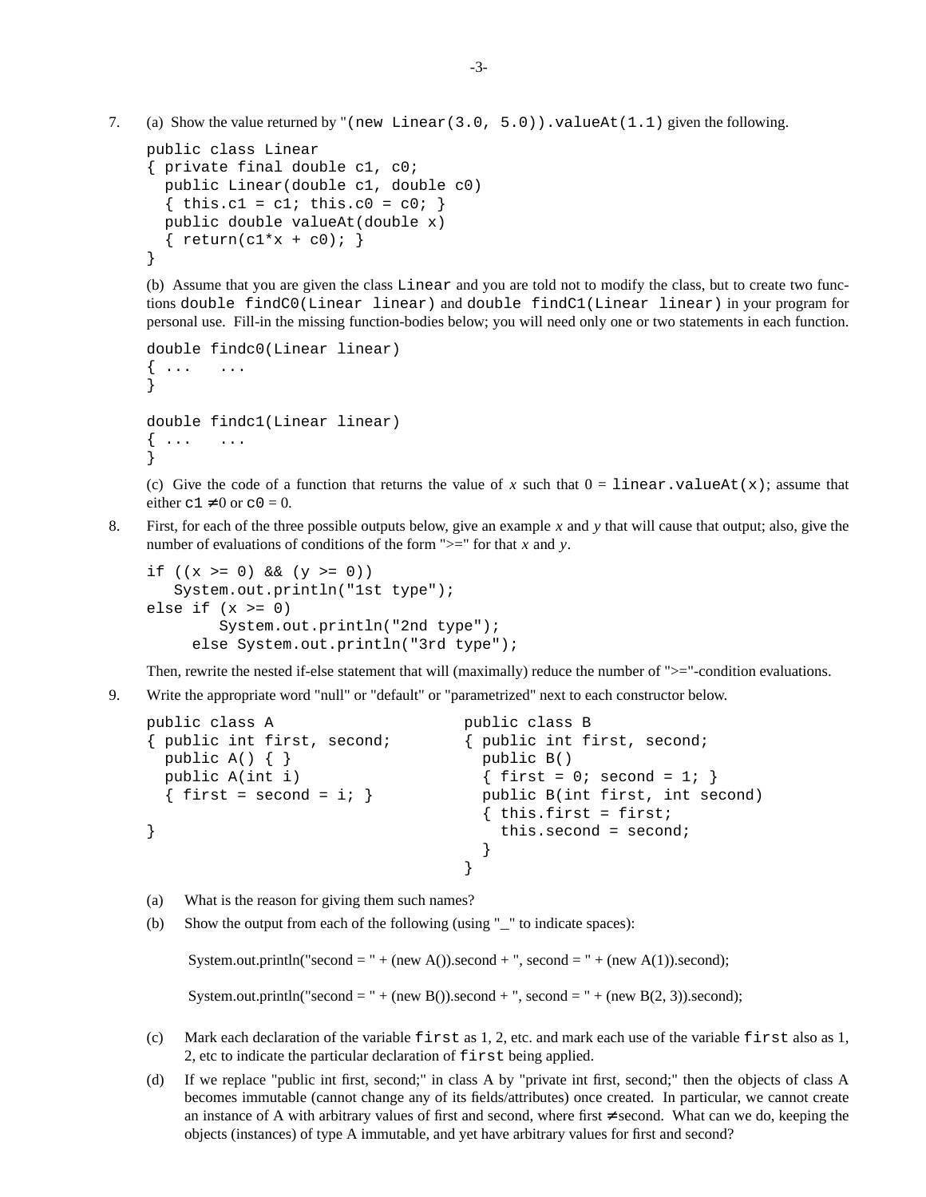7. (a) Show the value returned by "`(new Linear(3.0, 5.0)).valueAt(1.1)` given the following.

```
public class Linear
{ private final double c1, c0;
  public Linear(double c1, double c0)
  { this.c1 = c1; this.c0 = c0; }
  public double valueAt(double x)
  { return(c1*x + c0); }
}
```

(b) Assume that you are given the class `Linear` and you are told not to modify the class, but to create two functions `double findC0(Linear linear)` and `double findC1(Linear linear)` in your program for personal use. Fill-in the missing function-bodies below; you will need only one or two statements in each function.

```
double findc0(Linear linear)
{ ...   ...
}

double findc1(Linear linear)
{ ...   ...
}
```

(c) Give the code of a function that returns the value of $x$ such that $0 =$ `linear.valueAt(x)`; assume that either `c1` $\neq 0$ or `c0` $= 0$.

8. First, for each of the three possible outputs below, give an example $x$ and $y$ that will cause that output; also, give the number of evaluations of conditions of the form ">=" for that $x$ and $y$.

```
if ((x >= 0) && (y >= 0))
   System.out.println("1st type");
else if (x >= 0)
        System.out.println("2nd type");
     else System.out.println("3rd type");
```

Then, rewrite the nested if-else statement that will (maximally) reduce the number of ">="-condition evaluations.

9. Write the appropriate word "null" or "default" or "parametrized" next to each constructor below.

```
public class A
{ public int first, second;
  public A() { }
  public A(int i)
  { first = second = i; }

}
```

```
public class B
{ public int first, second;
  public B()
  { first = 0; second = 1; }
  public B(int first, int second)
  { this.first = first;
    this.second = second;
  }
}
```

(a) What is the reason for giving them such names?

(b) Show the output from each of the following (using "_" to indicate spaces):

System.out.println("second = " + (new A()).second + ", second = " + (new A(1)).second);

System.out.println("second = " + (new B()).second + ", second = " + (new B(2, 3)).second);

(c) Mark each declaration of the variable `first` as 1, 2, etc. and mark each use of the variable `first` also as 1, 2, etc to indicate the particular declaration of `first` being applied.

(d) If we replace "public int first, second;" in class A by "private int first, second;" then the objects of class A becomes immutable (cannot change any of its fields/attributes) once created. In particular, we cannot create an instance of A with arbitrary values of first and second, where first ≠ second. What can we do, keeping the objects (instances) of type A immutable, and yet have arbitrary values for first and second?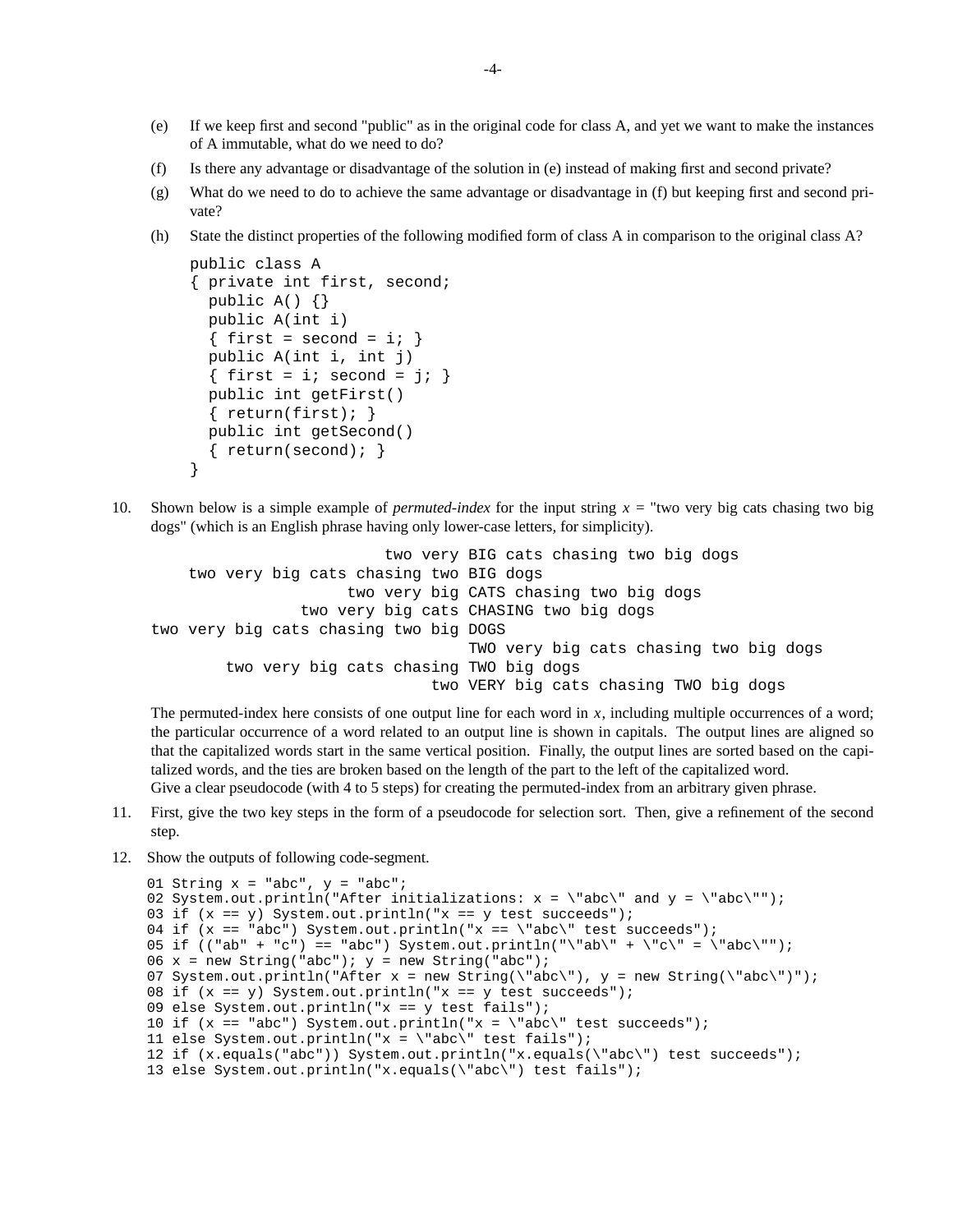(e) If we keep first and second "public" as in the original code for class A, and yet we want to make the instances of A immutable, what do we need to do?

(f) Is there any advantage or disadvantage of the solution in (e) instead of making first and second private?

(g) What do we need to do to achieve the same advantage or disadvantage in (f) but keeping first and second private?

(h) State the distinct properties of the following modified form of class A in comparison to the original class A?

```
public class A
{ private int first, second;
  public A() {}
  public A(int i)
  { first = second = i; }
  public A(int i, int j)
  { first = i; second = j; }
  public int getFirst()
  { return(first); }
  public int getSecond()
  { return(second); }
}
```

10. Shown below is a simple example of *permuted-index* for the input string $x$ = "two very big cats chasing two big dogs" (which is an English phrase having only lower-case letters, for simplicity).

```
                         two very BIG cats chasing two big dogs
    two very big cats chasing two BIG dogs
                     two very big CATS chasing two big dogs
                two very big cats CHASING two big dogs
two very big cats chasing two big DOGS
                                  TWO very big cats chasing two big dogs
        two very big cats chasing TWO big dogs
                              two VERY big cats chasing TWO big dogs
```

The permuted-index here consists of one output line for each word in $x$, including multiple occurrences of a word; the particular occurrence of a word related to an output line is shown in capitals. The output lines are aligned so that the capitalized words start in the same vertical position. Finally, the output lines are sorted based on the capitalized words, and the ties are broken based on the length of the part to the left of the capitalized word.
Give a clear pseudocode (with 4 to 5 steps) for creating the permuted-index from an arbitrary given phrase.

11. First, give the two key steps in the form of a pseudocode for selection sort. Then, give a refinement of the second step.

12. Show the outputs of following code-segment.

```
01 String x = "abc", y = "abc";
02 System.out.println("After initializations: x = \"abc\" and y = \"abc\"");
03 if (x == y) System.out.println("x == y test succeeds");
04 if (x == "abc") System.out.println("x == \"abc\" test succeeds");
05 if (("ab" + "c") == "abc") System.out.println("\"ab\" + \"c\" = \"abc\"");
06 x = new String("abc"); y = new String("abc");
07 System.out.println("After x = new String(\"abc\"), y = new String(\"abc\")");
08 if (x == y) System.out.println("x == y test succeeds");
09 else System.out.println("x == y test fails");
10 if (x == "abc") System.out.println("x = \"abc\" test succeeds");
11 else System.out.println("x = \"abc\" test fails");
12 if (x.equals("abc")) System.out.println("x.equals(\"abc\") test succeeds");
13 else System.out.println("x.equals(\"abc\") test fails");
```